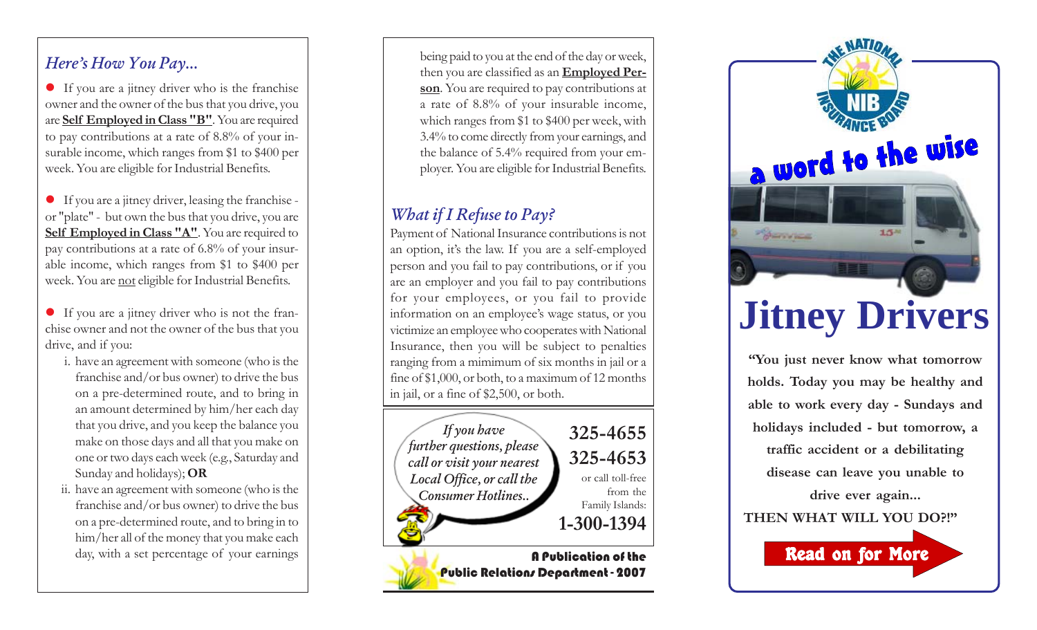## *Here's How You Pay...*

- If you are a jitney driver who is the franchise owner and the owner of the bus that you drive, you are **Self Employed in Class "B"**. You are required to pay contributions at a rate of 8.8% of your insurable income, which ranges from $1 to $400 per week. You are eligible for Industrial Benefits.

- If you are a jitney driver, leasing the franchise - or "plate" - but own the bus that you drive, you are **Self Employed in Class "A"**. You are required to pay contributions at a rate of 6.8% of your insurable income, which ranges from $1 to $400 per week. You are not eligible for Industrial Benefits.

- If you are a jitney driver who is not the franchise owner and not the owner of the bus that you drive, and if you:
  - i. have an agreement with someone (who is the franchise and/or bus owner) to drive the bus on a pre-determined route, and to bring in an amount determined by him/her each day that you drive, and you keep the balance you make on those days and all that you make on one or two days each week (e.g., Saturday and Sunday and holidays); **OR**
  - ii. have an agreement with someone (who is the franchise and/or bus owner) to drive the bus on a pre-determined route, and to bring in to him/her all of the money that you make each day, with a set percentage of your earnings being paid to you at the end of the day or week,

  then you are classified as an **Employed Person**. You are required to pay contributions at a rate of 8.8% of your insurable income, which ranges from $1 to $400 per week, with 3.4% to come directly from your earnings, and the balance of 5.4% required from your employer. You are eligible for Industrial Benefits.

## *What if I Refuse to Pay?*

Payment of National Insurance contributions is not an option, it's the law. If you are a self-employed person and you fail to pay contributions, or if you are an employer and you fail to pay contributions for your employees, or you fail to provide information on an employee's wage status, or you victimize an employee who cooperates with National Insurance, then you will be subject to penalties ranging from a mimimum of six months in jail or a fine of $1,000, or both, to a maximum of 12 months in jail, or a fine of $2,500, or both.

*If you have further questions, please call or visit your nearest Local Office, or call the Consumer Hotlines..*

**325-4655**

**325-4653**

or call toll-free from the Family Islands:

**1-300-1394**

**A Publication of the Public Relations Department - 2007**

The National Insurance Board — NIB

# a word to the wise

# Jitney Drivers

**"You just never know what tomorrow holds. Today you may be healthy and able to work every day - Sundays and holidays included - but tomorrow, a traffic accident or a debilitating disease can leave you unable to drive ever again...**

**THEN WHAT WILL YOU DO?!"**

**Read on for More**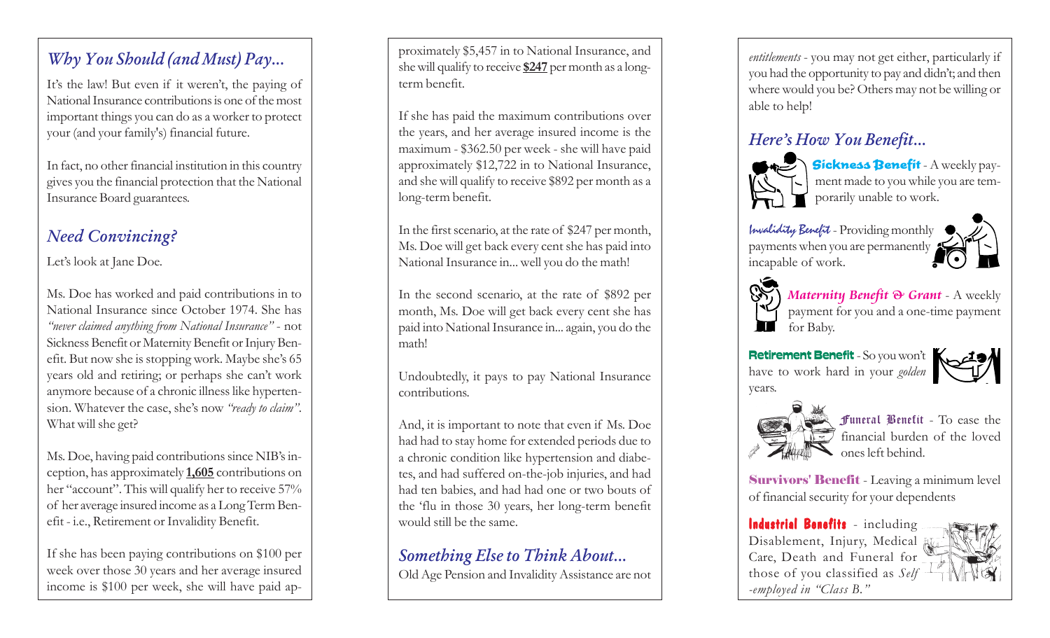## *Why You Should (and Must) Pay...*

It's the law! But even if it weren't, the paying of National Insurance contributions is one of the most important things you can do as a worker to protect your (and your family's) financial future.

In fact, no other financial institution in this country gives you the financial protection that the National Insurance Board guarantees.

## *Need Convincing?*

Let's look at Jane Doe.

Ms. Doe has worked and paid contributions in to National Insurance since October 1974. She has *"never claimed anything from National Insurance"* - not Sickness Benefit or Maternity Benefit or Injury Benefit. But now she is stopping work. Maybe she's 65 years old and retiring; or perhaps she can't work anymore because of a chronic illness like hypertension. Whatever the case, she's now *"ready to claim"*. What will she get?

Ms. Doe, having paid contributions since NIB's inception, has approximately **1,605** contributions on her "account". This will qualify her to receive 57% of her average insured income as a Long Term Benefit - i.e., Retirement or Invalidity Benefit.

If she has been paying contributions on $100 per week over those 30 years and her average insured income is $100 per week, she will have paid approximately $5,457 in to National Insurance, and she will qualify to receive **$247** per month as a long-term benefit.

If she has paid the maximum contributions over the years, and her average insured income is the maximum - $362.50 per week - she will have paid approximately $12,722 in to National Insurance, and she will qualify to receive $892 per month as a long-term benefit.

In the first scenario, at the rate of $247 per month, Ms. Doe will get back every cent she has paid into National Insurance in... well you do the math!

In the second scenario, at the rate of $892 per month, Ms. Doe will get back every cent she has paid into National Insurance in... again, you do the math!

Undoubtedly, it pays to pay National Insurance contributions.

And, it is important to note that even if Ms. Doe had had to stay home for extended periods due to a chronic condition like hypertension and diabetes, and had suffered on-the-job injuries, and had had ten babies, and had had one or two bouts of the 'flu in those 30 years, her long-term benefit would still be the same.

## *Something Else to Think About...*

Old Age Pension and Invalidity Assistance are not *entitlements* - you may not get either, particularly if you had the opportunity to pay and didn't; and then where would you be? Others may not be willing or able to help!

## *Here's How You Benefit...*

**Sickness Benefit** - A weekly payment made to you while you are temporarily unable to work.

*Invalidity Benefit* - Providing monthly payments when you are permanently incapable of work.

***Maternity Benefit & Grant*** - A weekly payment for you and a one-time payment for Baby.

**Retirement Benefit** - So you won't have to work hard in your *golden* years.

**Funeral Benefit** - To ease the financial burden of the loved ones left behind.

**Survivors' Benefit** - Leaving a minimum level of financial security for your dependents

**Industrial Benefits** - including Disablement, Injury, Medical Care, Death and Funeral for those of you classified as *Self-employed in "Class B."*